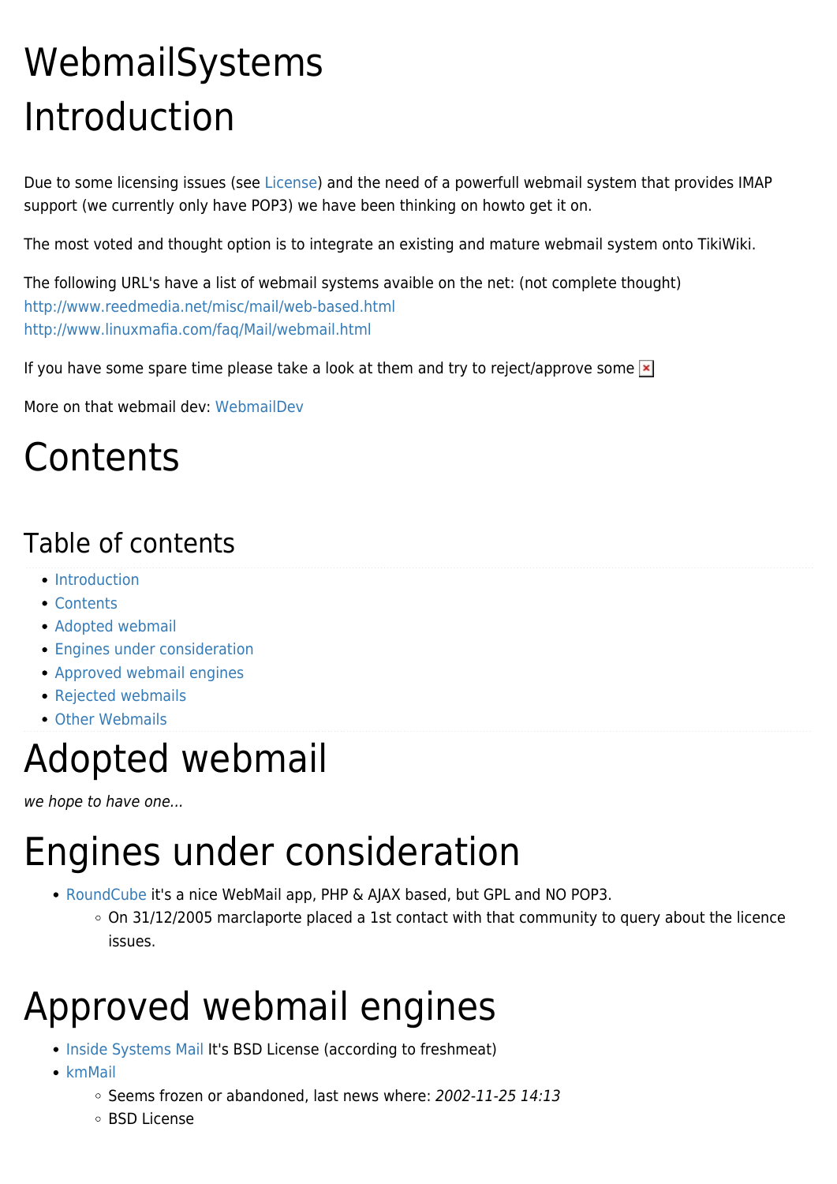# WebmailSystems

# Introduction

Due to some licensing issues (see License) and the need of a powerfull webmail system that provides IMAP support (we currently only have POP3) we have been thinking on howto get it on.

The most voted and thought option is to integrate an existing and mature webmail system onto TikiWiki.

The following URL's have a list of webmail systems avaible on the net: (not complete thought)
http://www.reedmedia.net/misc/mail/web-based.html
http://www.linuxmafia.com/faq/Mail/webmail.html

If you have some spare time please take a look at them and try to reject/approve some

More on that webmail dev: WebmailDev

# Contents

## Table of contents

- Introduction
- Contents
- Adopted webmail
- Engines under consideration
- Approved webmail engines
- Rejected webmails
- Other Webmails

# Adopted webmail

*we hope to have one...*

# Engines under consideration

- RoundCube it's a nice WebMail app, PHP & AJAX based, but GPL and NO POP3.
  - On 31/12/2005 marclaporte placed a 1st contact with that community to query about the licence issues.

# Approved webmail engines

- Inside Systems Mail It's BSD License (according to freshmeat)
- kmMail
  - Seems frozen or abandoned, last news where: *2002-11-25 14:13*
  - BSD License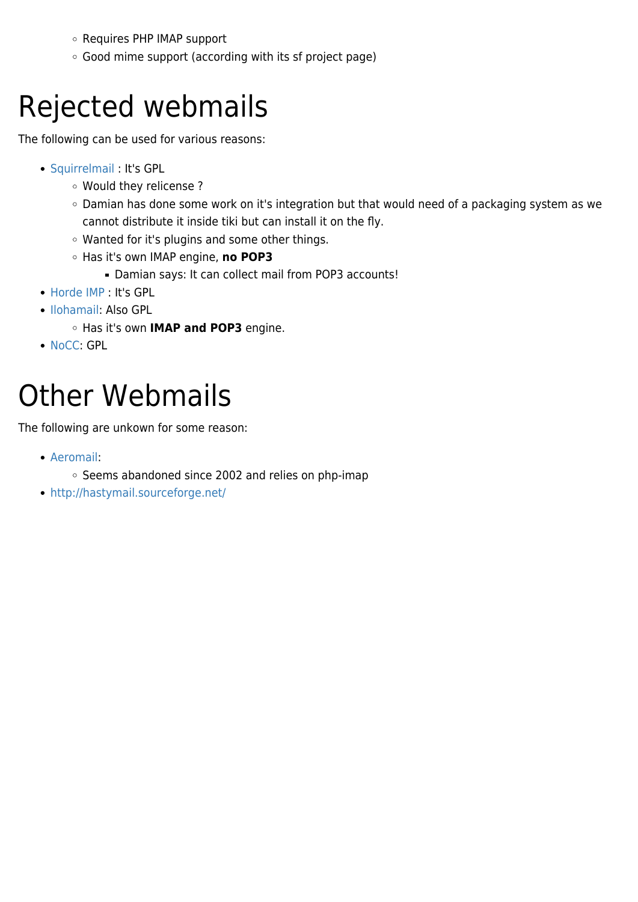- Requires PHP IMAP support
  - Good mime support (according with its sf project page)

# Rejected webmails

The following can be used for various reasons:

- Squirrelmail : It's GPL
  - Would they relicense ?
  - Damian has done some work on it's integration but that would need of a packaging system as we cannot distribute it inside tiki but can install it on the fly.
  - Wanted for it's plugins and some other things.
  - Has it's own IMAP engine, **no POP3**
    - Damian says: It can collect mail from POP3 accounts!
- Horde IMP : It's GPL
- Ilohamail: Also GPL
  - Has it's own **IMAP and POP3** engine.
- NoCC: GPL

# Other Webmails

The following are unkown for some reason:

- Aeromail:
  - Seems abandoned since 2002 and relies on php-imap
- http://hastymail.sourceforge.net/